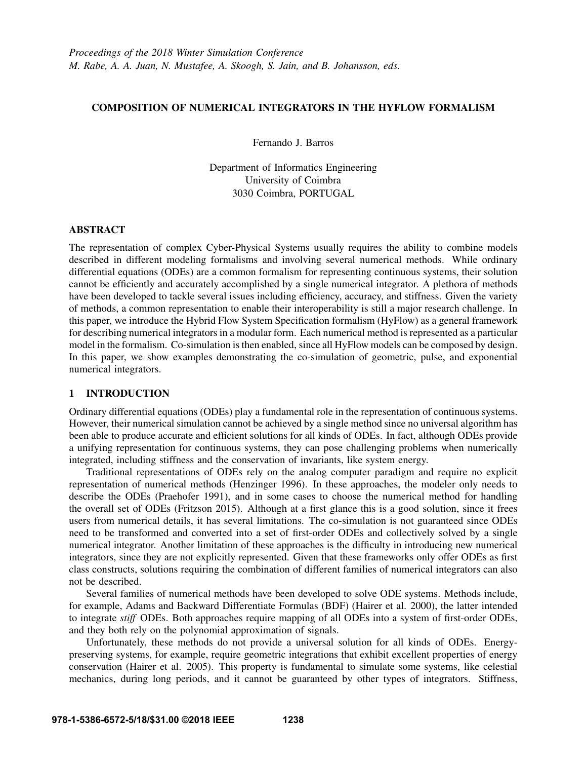*Proceedings of the 2018 Winter Simulation Conference*
*M. Rabe, A. A. Juan, N. Mustafee, A. Skoogh, S. Jain, and B. Johansson, eds.*

# COMPOSITION OF NUMERICAL INTEGRATORS IN THE HYFLOW FORMALISM

Fernando J. Barros

Department of Informatics Engineering
University of Coimbra
3030 Coimbra, PORTUGAL

## ABSTRACT

The representation of complex Cyber-Physical Systems usually requires the ability to combine models described in different modeling formalisms and involving several numerical methods. While ordinary differential equations (ODEs) are a common formalism for representing continuous systems, their solution cannot be efficiently and accurately accomplished by a single numerical integrator. A plethora of methods have been developed to tackle several issues including efficiency, accuracy, and stiffness. Given the variety of methods, a common representation to enable their interoperability is still a major research challenge. In this paper, we introduce the Hybrid Flow System Specification formalism (HyFlow) as a general framework for describing numerical integrators in a modular form. Each numerical method is represented as a particular model in the formalism. Co-simulation is then enabled, since all HyFlow models can be composed by design. In this paper, we show examples demonstrating the co-simulation of geometric, pulse, and exponential numerical integrators.

## 1 INTRODUCTION

Ordinary differential equations (ODEs) play a fundamental role in the representation of continuous systems. However, their numerical simulation cannot be achieved by a single method since no universal algorithm has been able to produce accurate and efficient solutions for all kinds of ODEs. In fact, although ODEs provide a unifying representation for continuous systems, they can pose challenging problems when numerically integrated, including stiffness and the conservation of invariants, like system energy.

Traditional representations of ODEs rely on the analog computer paradigm and require no explicit representation of numerical methods (Henzinger 1996). In these approaches, the modeler only needs to describe the ODEs (Praehofer 1991), and in some cases to choose the numerical method for handling the overall set of ODEs (Fritzson 2015). Although at a first glance this is a good solution, since it frees users from numerical details, it has several limitations. The co-simulation is not guaranteed since ODEs need to be transformed and converted into a set of first-order ODEs and collectively solved by a single numerical integrator. Another limitation of these approaches is the difficulty in introducing new numerical integrators, since they are not explicitly represented. Given that these frameworks only offer ODEs as first class constructs, solutions requiring the combination of different families of numerical integrators can also not be described.

Several families of numerical methods have been developed to solve ODE systems. Methods include, for example, Adams and Backward Differentiate Formulas (BDF) (Hairer et al. 2000), the latter intended to integrate *stiff* ODEs. Both approaches require mapping of all ODEs into a system of first-order ODEs, and they both rely on the polynomial approximation of signals.

Unfortunately, these methods do not provide a universal solution for all kinds of ODEs. Energy-preserving systems, for example, require geometric integrations that exhibit excellent properties of energy conservation (Hairer et al. 2005). This property is fundamental to simulate some systems, like celestial mechanics, during long periods, and it cannot be guaranteed by other types of integrators. Stiffness,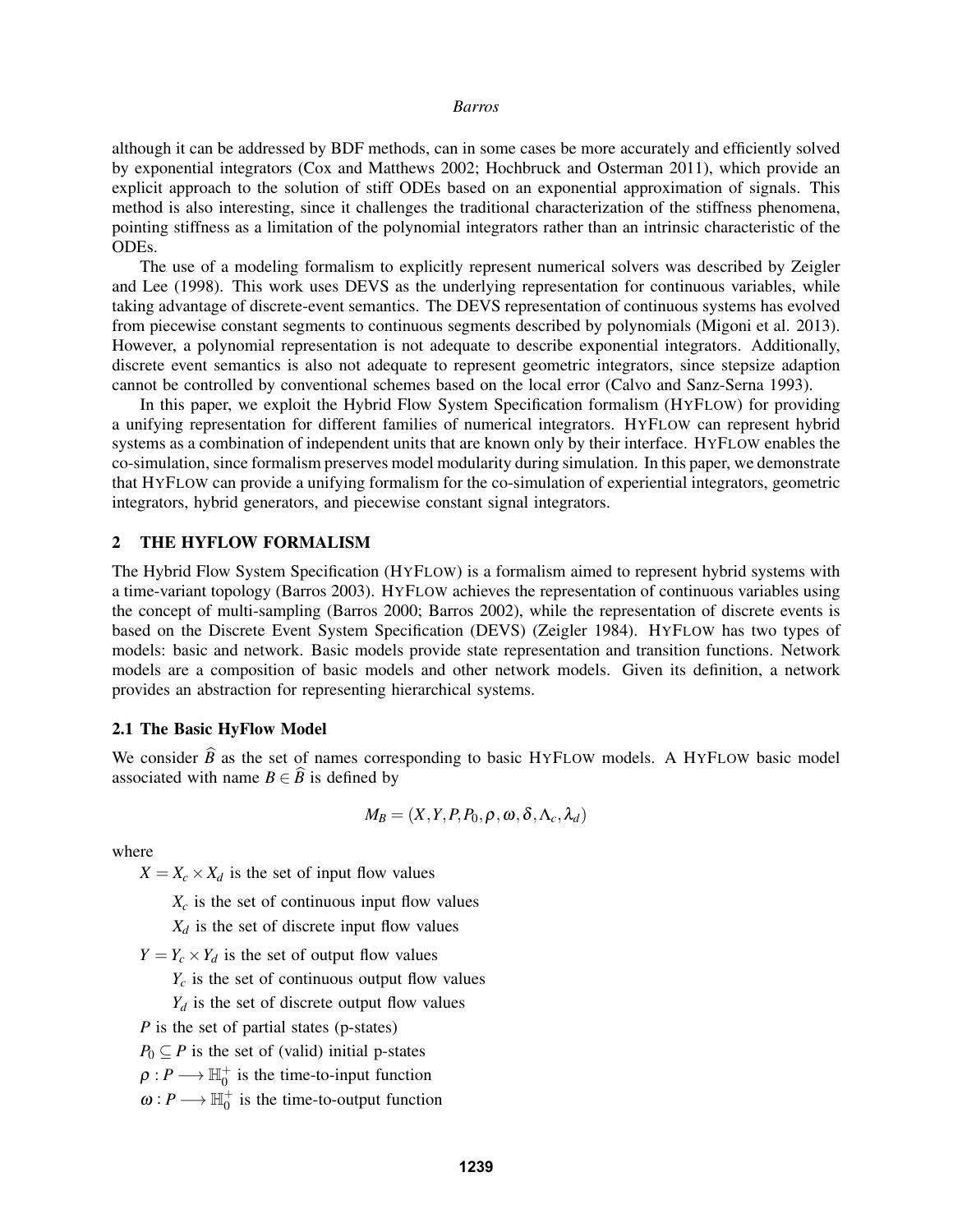although it can be addressed by BDF methods, can in some cases be more accurately and efficiently solved by exponential integrators (Cox and Matthews 2002; Hochbruck and Osterman 2011), which provide an explicit approach to the solution of stiff ODEs based on an exponential approximation of signals. This method is also interesting, since it challenges the traditional characterization of the stiffness phenomena, pointing stiffness as a limitation of the polynomial integrators rather than an intrinsic characteristic of the ODEs.

The use of a modeling formalism to explicitly represent numerical solvers was described by Zeigler and Lee (1998). This work uses DEVS as the underlying representation for continuous variables, while taking advantage of discrete-event semantics. The DEVS representation of continuous systems has evolved from piecewise constant segments to continuous segments described by polynomials (Migoni et al. 2013). However, a polynomial representation is not adequate to describe exponential integrators. Additionally, discrete event semantics is also not adequate to represent geometric integrators, since stepsize adaption cannot be controlled by conventional schemes based on the local error (Calvo and Sanz-Serna 1993).

In this paper, we exploit the Hybrid Flow System Specification formalism (HYFLOW) for providing a unifying representation for different families of numerical integrators. HYFLOW can represent hybrid systems as a combination of independent units that are known only by their interface. HYFLOW enables the co-simulation, since formalism preserves model modularity during simulation. In this paper, we demonstrate that HYFLOW can provide a unifying formalism for the co-simulation of experiential integrators, geometric integrators, hybrid generators, and piecewise constant signal integrators.

## 2 THE HYFLOW FORMALISM

The Hybrid Flow System Specification (HYFLOW) is a formalism aimed to represent hybrid systems with a time-variant topology (Barros 2003). HYFLOW achieves the representation of continuous variables using the concept of multi-sampling (Barros 2000; Barros 2002), while the representation of discrete events is based on the Discrete Event System Specification (DEVS) (Zeigler 1984). HYFLOW has two types of models: basic and network. Basic models provide state representation and transition functions. Network models are a composition of basic models and other network models. Given its definition, a network provides an abstraction for representing hierarchical systems.

### 2.1 The Basic HyFlow Model

We consider $\widehat{B}$ as the set of names corresponding to basic HYFLOW models. A HYFLOW basic model associated with name $B \in \widehat{B}$ is defined by

$$M_B = (X, Y, P, P_0, \rho, \omega, \delta, \Lambda_c, \lambda_d)$$

where

$X = X_c \times X_d$ is the set of input flow values

$X_c$ is the set of continuous input flow values

$X_d$ is the set of discrete input flow values

$Y = Y_c \times Y_d$ is the set of output flow values

$Y_c$ is the set of continuous output flow values

$Y_d$ is the set of discrete output flow values

$P$ is the set of partial states (p-states)

$P_0 \subseteq P$ is the set of (valid) initial p-states

$\rho : P \longrightarrow \mathbb{H}_0^+$ is the time-to-input function

$\omega : P \longrightarrow \mathbb{H}_0^+$ is the time-to-output function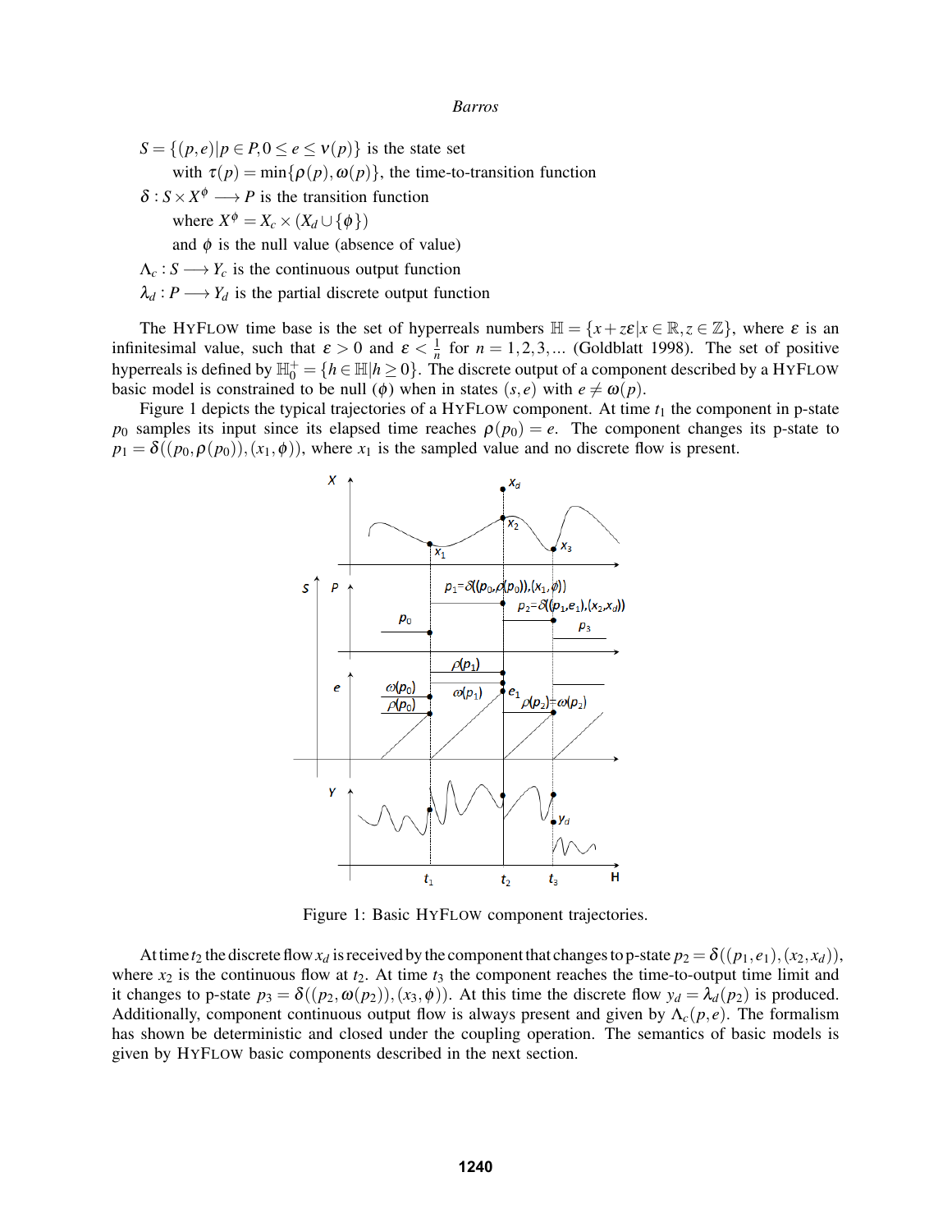$S = \{(p,e) | p \in P, 0 \le e \le \nu(p)\}$ is the state set

with $\tau(p) = \min\{\rho(p), \omega(p)\}$, the time-to-transition function

$\delta : S \times X^{\phi} \longrightarrow P$ is the transition function

where $X^{\phi} = X_c \times (X_d \cup \{\phi\})$

and $\phi$ is the null value (absence of value)

$\Lambda_c : S \longrightarrow Y_c$ is the continuous output function

$\lambda_d : P \longrightarrow Y_d$ is the partial discrete output function

The HyFlow time base is the set of hyperreals numbers $\mathbb{H} = \{x + z\varepsilon | x \in \mathbb{R}, z \in \mathbb{Z}\}$, where $\varepsilon$ is an infinitesimal value, such that $\varepsilon > 0$ and $\varepsilon < \frac{1}{n}$ for $n = 1, 2, 3, \ldots$ (Goldblatt 1998). The set of positive hyperreals is defined by $\mathbb{H}_0^+ = \{h \in \mathbb{H} | h \ge 0\}$. The discrete output of a component described by a HyFlow basic model is constrained to be null ($\phi$) when in states $(s,e)$ with $e \ne \omega(p)$.

Figure 1 depicts the typical trajectories of a HyFlow component. At time $t_1$ the component in p-state $p_0$ samples its input since its elapsed time reaches $\rho(p_0) = e$. The component changes its p-state to $p_1 = \delta((p_0, \rho(p_0)), (x_1, \phi))$, where $x_1$ is the sampled value and no discrete flow is present.

Figure 1: Basic HyFlow component trajectories.

At time $t_2$ the discrete flow $x_d$ is received by the component that changes to p-state $p_2 = \delta((p_1, e_1), (x_2, x_d))$, where $x_2$ is the continuous flow at $t_2$. At time $t_3$ the component reaches the time-to-output time limit and it changes to p-state $p_3 = \delta((p_2, \omega(p_2)), (x_3, \phi))$. At this time the discrete flow $y_d = \lambda_d(p_2)$ is produced. Additionally, component continuous output flow is always present and given by $\Lambda_c(p,e)$. The formalism has shown be deterministic and closed under the coupling operation. The semantics of basic models is given by HyFlow basic components described in the next section.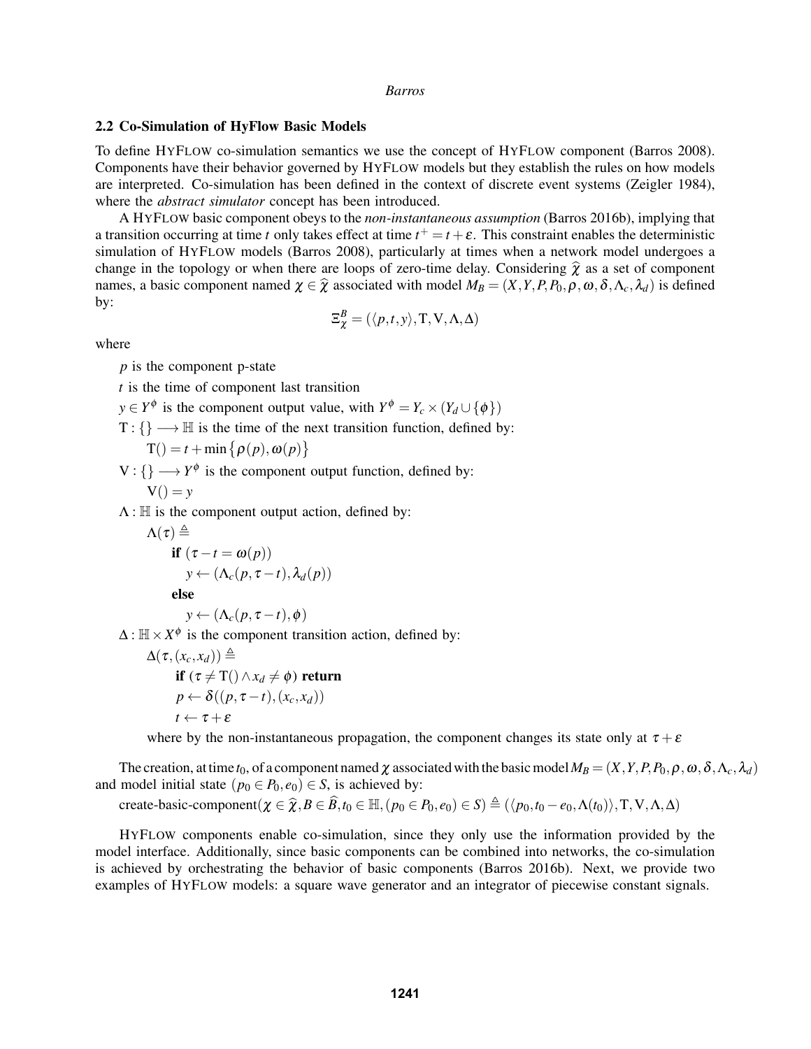### 2.2 Co-Simulation of HyFlow Basic Models

To define HyFlow co-simulation semantics we use the concept of HyFlow component (Barros 2008). Components have their behavior governed by HyFlow models but they establish the rules on how models are interpreted. Co-simulation has been defined in the context of discrete event systems (Zeigler 1984), where the *abstract simulator* concept has been introduced.

A HyFlow basic component obeys to the *non-instantaneous assumption* (Barros 2016b), implying that a transition occurring at time $t$ only takes effect at time $t^+ = t + \varepsilon$. This constraint enables the deterministic simulation of HyFlow models (Barros 2008), particularly at times when a network model undergoes a change in the topology or when there are loops of zero-time delay. Considering $\widehat{\chi}$ as a set of component names, a basic component named $\chi \in \widehat{\chi}$ associated with model $M_B = (X, Y, P, P_0, \rho, \omega, \delta, \Lambda_c, \lambda_d)$ is defined by:

$$\Xi_\chi^B = (\langle p, t, y \rangle, \mathrm{T}, \mathrm{V}, \Lambda, \Delta)$$

where

$p$ is the component p-state

$t$ is the time of component last transition

$y \in Y^\phi$ is the component output value, with $Y^\phi = Y_c \times (Y_d \cup \{\phi\})$

$\mathrm{T} : \{\} \longrightarrow \mathbb{H}$ is the time of the next transition function, defined by:

$\quad \mathrm{T}() = t + \min\{\rho(p), \omega(p)\}$

$\mathrm{V} : \{\} \longrightarrow Y^\phi$ is the component output function, defined by:

$\quad \mathrm{V}() = y$

$\Lambda : \mathbb{H}$ is the component output action, defined by:

$\quad \Lambda(\tau) \triangleq$
$\quad\quad$ **if** $(\tau - t = \omega(p))$
$\quad\quad\quad y \leftarrow (\Lambda_c(p, \tau - t), \lambda_d(p))$
$\quad\quad$ **else**
$\quad\quad\quad y \leftarrow (\Lambda_c(p, \tau - t), \phi)$

$\Delta : \mathbb{H} \times X^\phi$ is the component transition action, defined by:

$\quad \Delta(\tau, (x_c, x_d)) \triangleq$
$\quad\quad$ **if** $(\tau \neq \mathrm{T}() \wedge x_d \neq \phi)$ **return**
$\quad\quad p \leftarrow \delta((p, \tau - t), (x_c, x_d))$
$\quad\quad t \leftarrow \tau + \varepsilon$

$\quad$ where by the non-instantaneous propagation, the component changes its state only at $\tau + \varepsilon$

The creation, at time $t_0$, of a component named $\chi$ associated with the basic model $M_B = (X, Y, P, P_0, \rho, \omega, \delta, \Lambda_c, \lambda_d)$ and model initial state $(p_0 \in P_0, e_0) \in S$, is achieved by:

create-basic-component$(\chi \in \widehat{\chi}, B \in \widehat{B}, t_0 \in \mathbb{H}, (p_0 \in P_0, e_0) \in S) \triangleq (\langle p_0, t_0 - e_0, \Lambda(t_0) \rangle, \mathrm{T}, \mathrm{V}, \Lambda, \Delta)$

HyFlow components enable co-simulation, since they only use the information provided by the model interface. Additionally, since basic components can be combined into networks, the co-simulation is achieved by orchestrating the behavior of basic components (Barros 2016b). Next, we provide two examples of HyFlow models: a square wave generator and an integrator of piecewise constant signals.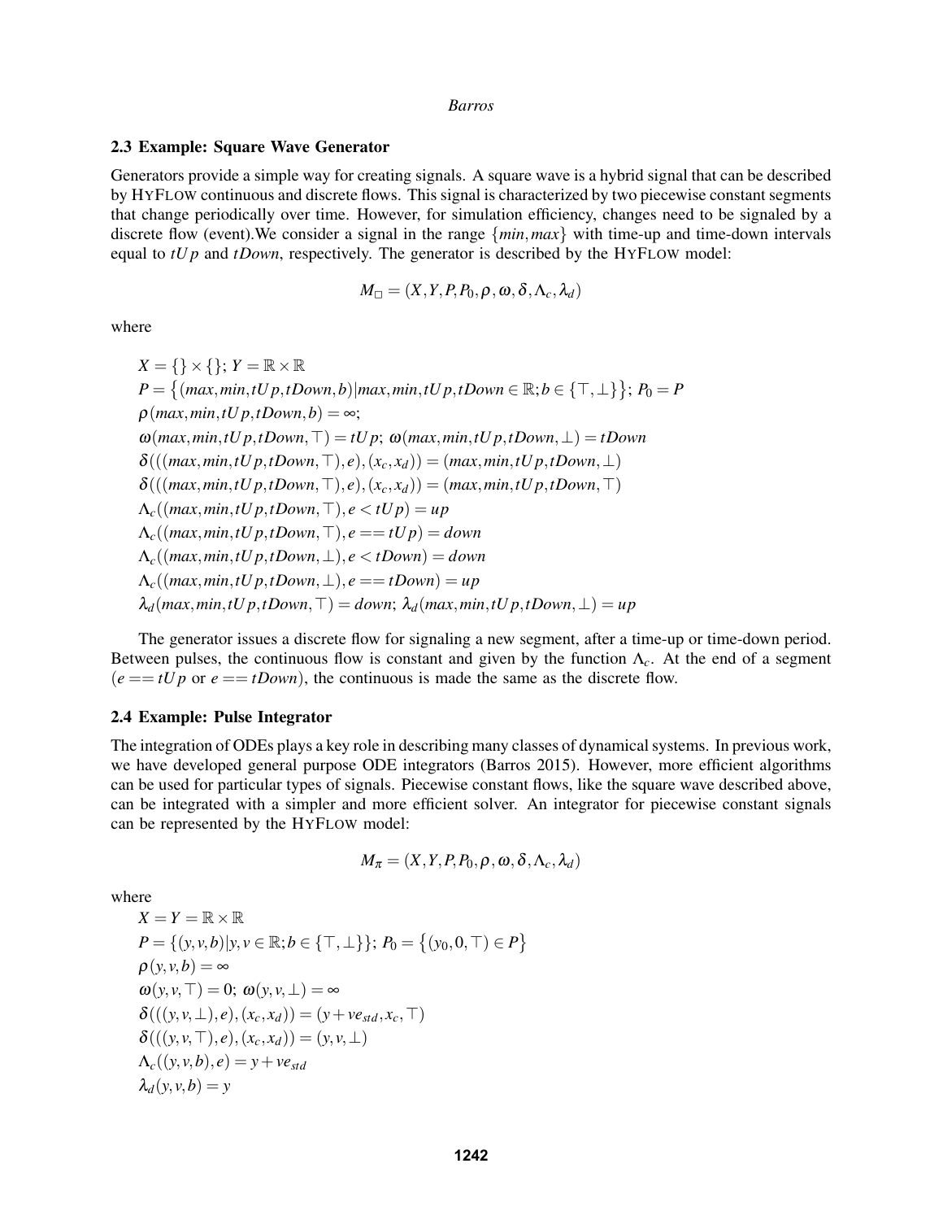### 2.3 Example: Square Wave Generator

Generators provide a simple way for creating signals. A square wave is a hybrid signal that can be described by HYFLOW continuous and discrete flows. This signal is characterized by two piecewise constant segments that change periodically over time. However, for simulation efficiency, changes need to be signaled by a discrete flow (event).We consider a signal in the range $\{min, max\}$ with time-up and time-down intervals equal to $tUp$ and $tDown$, respectively. The generator is described by the HYFLOW model:

$$M_{\square} = (X, Y, P, P_0, \rho, \omega, \delta, \Lambda_c, \lambda_d)$$

where

$X = \{\} \times \{\}$; $Y = \mathbb{R} \times \mathbb{R}$

$P = \{(max, min, tUp, tDown, b) | max, min, tUp, tDown \in \mathbb{R}; b \in \{\top, \bot\}\}$; $P_0 = P$

$\rho(max, min, tUp, tDown, b) = \infty$;

$\omega(max, min, tUp, tDown, \top) = tUp$; $\omega(max, min, tUp, tDown, \bot) = tDown$

$\delta(((max, min, tUp, tDown, \top), e), (x_c, x_d)) = (max, min, tUp, tDown, \bot)$

$\delta(((max, min, tUp, tDown, \top), e), (x_c, x_d)) = (max, min, tUp, tDown, \top)$

$\Lambda_c((max, min, tUp, tDown, \top), e < tUp) = up$

$\Lambda_c((max, min, tUp, tDown, \top), e == tUp) = down$

$\Lambda_c((max, min, tUp, tDown, \bot), e < tDown) = down$

$\Lambda_c((max, min, tUp, tDown, \bot), e == tDown) = up$

$\lambda_d(max, min, tUp, tDown, \top) = down$; $\lambda_d(max, min, tUp, tDown, \bot) = up$

The generator issues a discrete flow for signaling a new segment, after a time-up or time-down period. Between pulses, the continuous flow is constant and given by the function $\Lambda_c$. At the end of a segment ($e == tUp$ or $e == tDown$), the continuous is made the same as the discrete flow.

### 2.4 Example: Pulse Integrator

The integration of ODEs plays a key role in describing many classes of dynamical systems. In previous work, we have developed general purpose ODE integrators (Barros 2015). However, more efficient algorithms can be used for particular types of signals. Piecewise constant flows, like the square wave described above, can be integrated with a simpler and more efficient solver. An integrator for piecewise constant signals can be represented by the HYFLOW model:

$$M_{\pi} = (X, Y, P, P_0, \rho, \omega, \delta, \Lambda_c, \lambda_d)$$

where

$X = Y = \mathbb{R} \times \mathbb{R}$

$P = \{(y, v, b) | y, v \in \mathbb{R}; b \in \{\top, \bot\}\}$; $P_0 = \{(y_0, 0, \top) \in P\}$

$\rho(y, v, b) = \infty$

$\omega(y, v, \top) = 0$; $\omega(y, v, \bot) = \infty$

$\delta(((y, v, \bot), e), (x_c, x_d)) = (y + ve_{std}, x_c, \top)$

$\delta(((y, v, \top), e), (x_c, x_d)) = (y, v, \bot)$

$\Lambda_c((y, v, b), e) = y + ve_{std}$

$\lambda_d(y, v, b) = y$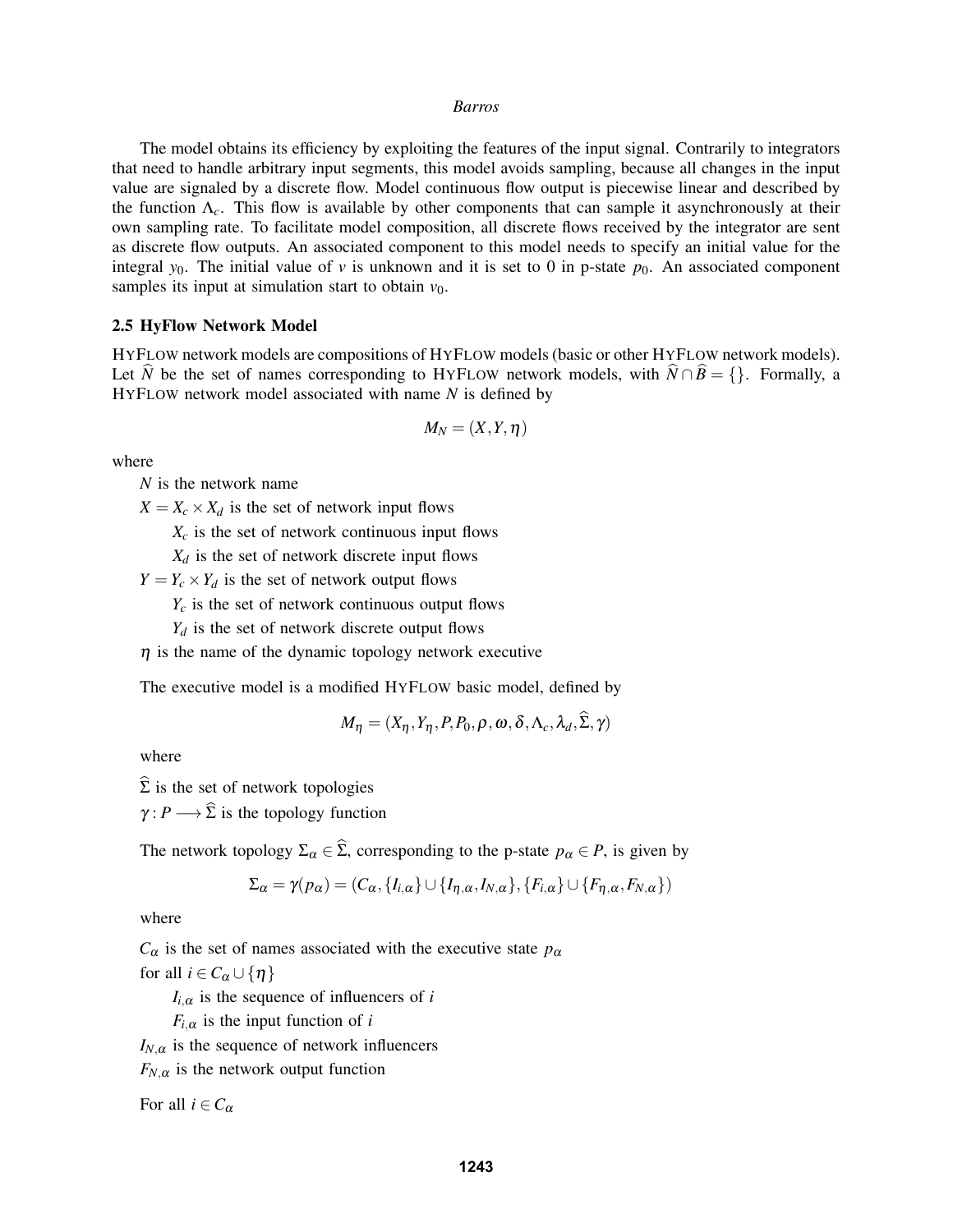The model obtains its efficiency by exploiting the features of the input signal. Contrarily to integrators that need to handle arbitrary input segments, this model avoids sampling, because all changes in the input value are signaled by a discrete flow. Model continuous flow output is piecewise linear and described by the function $\Lambda_c$. This flow is available by other components that can sample it asynchronously at their own sampling rate. To facilitate model composition, all discrete flows received by the integrator are sent as discrete flow outputs. An associated component to this model needs to specify an initial value for the integral $y_0$. The initial value of $v$ is unknown and it is set to 0 in p-state $p_0$. An associated component samples its input at simulation start to obtain $v_0$.

### 2.5 HyFlow Network Model

HyFlow network models are compositions of HyFlow models (basic or other HyFlow network models). Let $\widehat{N}$ be the set of names corresponding to HyFlow network models, with $\widehat{N} \cap \widehat{B} = \{\}$. Formally, a HyFlow network model associated with name $N$ is defined by

$$M_N = (X, Y, \eta)$$

where

$N$ is the network name

$X = X_c \times X_d$ is the set of network input flows

- $X_c$ is the set of network continuous input flows
- $X_d$ is the set of network discrete input flows

$Y = Y_c \times Y_d$ is the set of network output flows

- $Y_c$ is the set of network continuous output flows
- $Y_d$ is the set of network discrete output flows

$\eta$ is the name of the dynamic topology network executive

The executive model is a modified HyFlow basic model, defined by

$$M_\eta = (X_\eta, Y_\eta, P, P_0, \rho, \omega, \delta, \Lambda_c, \lambda_d, \widehat{\Sigma}, \gamma)$$

where

$\widehat{\Sigma}$ is the set of network topologies

$\gamma : P \longrightarrow \widehat{\Sigma}$ is the topology function

The network topology $\Sigma_\alpha \in \widehat{\Sigma}$, corresponding to the p-state $p_\alpha \in P$, is given by

$$\Sigma_\alpha = \gamma(p_\alpha) = (C_\alpha, \{I_{i,\alpha}\} \cup \{I_{\eta,\alpha}, I_{N,\alpha}\}, \{F_{i,\alpha}\} \cup \{F_{\eta,\alpha}, F_{N,\alpha}\})$$

where

$C_\alpha$ is the set of names associated with the executive state $p_\alpha$

for all $i \in C_\alpha \cup \{\eta\}$

- $I_{i,\alpha}$ is the sequence of influencers of $i$
- $F_{i,\alpha}$ is the input function of $i$

$I_{N,\alpha}$ is the sequence of network influencers

$F_{N,\alpha}$ is the network output function

For all $i \in C_\alpha$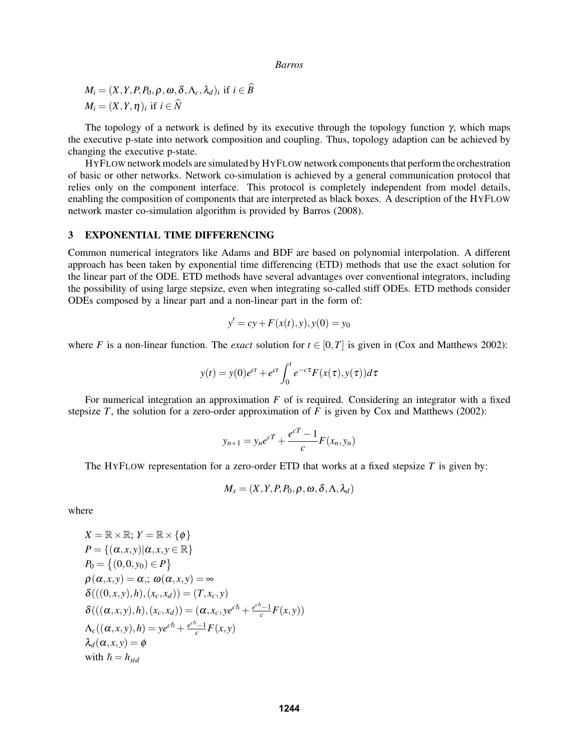$M_i = (X,Y,P,P_0,\rho,\omega,\delta,\Lambda_c,\lambda_d)_i$ if $i \in \widehat{B}$
$M_i = (X,Y,\eta)_i$ if $i \in \widehat{N}$

The topology of a network is defined by its executive through the topology function $\gamma$, which maps the executive p-state into network composition and coupling. Thus, topology adaption can be achieved by changing the executive p-state.

HYFLOW network models are simulated by HYFLOW network components that perform the orchestration of basic or other networks. Network co-simulation is achieved by a general communication protocol that relies only on the component interface. This protocol is completely independent from model details, enabling the composition of components that are interpreted as black boxes. A description of the HYFLOW network master co-simulation algorithm is provided by Barros (2008).

## 3 EXPONENTIAL TIME DIFFERENCING

Common numerical integrators like Adams and BDF are based on polynomial interpolation. A different approach has been taken by exponential time differencing (ETD) methods that use the exact solution for the linear part of the ODE. ETD methods have several advantages over conventional integrators, including the possibility of using large stepsize, even when integrating so-called stiff ODEs. ETD methods consider ODEs composed by a linear part and a non-linear part in the form of:

$$y' = cy + F(x(t),y), y(0) = y_0$$

where $F$ is a non-linear function. The *exact* solution for $t \in [0,T]$ is given in (Cox and Matthews 2002):

$$y(t) = y(0)e^{ct} + e^{ct}\int_0^t e^{-c\tau}F(x(\tau),y(\tau))d\tau$$

For numerical integration an approximation $F$ of is required. Considering an integrator with a fixed stepsize $T$, the solution for a zero-order approximation of $F$ is given by Cox and Matthews (2002):

$$y_{n+1} = y_n e^{cT} + \frac{e^{cT}-1}{c}F(x_n,y_n)$$

The HYFLOW representation for a zero-order ETD that works at a fixed stepsize $T$ is given by:

$$M_x = (X,Y,P,P_0,\rho,\omega,\delta,\Lambda,\lambda_d)$$

where

$X = \mathbb{R} \times \mathbb{R}$; $Y = \mathbb{R} \times \{\phi\}$
$P = \{(\alpha,x,y) | \alpha,x,y \in \mathbb{R}\}$
$P_0 = \{(0,0,y_0) \in P\}$
$\rho(\alpha,x,y) = \alpha,;\ \omega(\alpha,x,y) = \infty$
$\delta(((0,x,y),h),(x_c,x_d)) = (T,x_c,y)$
$\delta(((\alpha,x,y),h),(x_c,x_d)) = (\alpha,x_c,ye^{c\hbar} + \frac{e^{c\hbar}-1}{c}F(x,y))$
$\Lambda_c((\alpha,x,y),h) = ye^{c\hbar} + \frac{e^{c\hbar}-1}{c}F(x,y)$
$\lambda_d(\alpha,x,y) = \phi$
with $\hbar = h_{std}$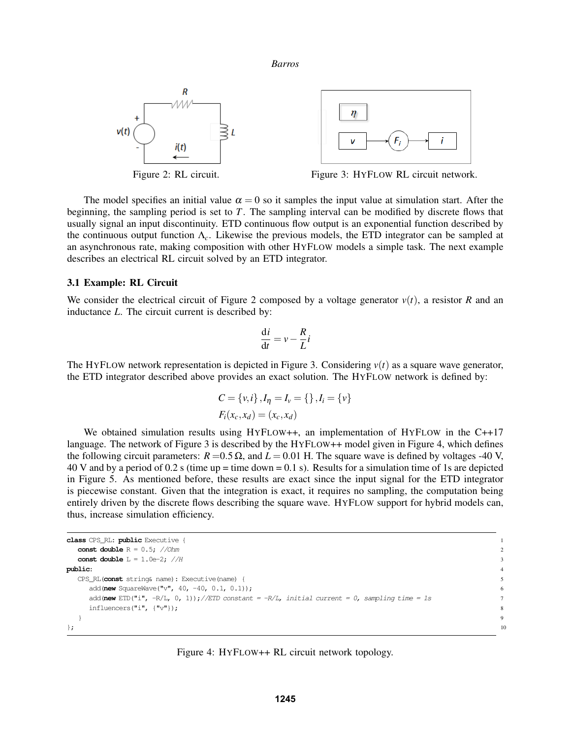Figure 2: RL circuit.

Figure 3: HYFLOW RL circuit network.

The model specifies an initial value $\alpha = 0$ so it samples the input value at simulation start. After the beginning, the sampling period is set to $T$. The sampling interval can be modified by discrete flows that usually signal an input discontinuity. ETD continuous flow output is an exponential function described by the continuous output function $\Lambda_c$. Likewise the previous models, the ETD integrator can be sampled at an asynchronous rate, making composition with other HYFLOW models a simple task. The next example describes an electrical RL circuit solved by an ETD integrator.

### 3.1 Example: RL Circuit

We consider the electrical circuit of Figure 2 composed by a voltage generator $v(t)$, a resistor $R$ and an inductance $L$. The circuit current is described by:

$$\frac{\mathrm{d}i}{\mathrm{d}t} = v - \frac{R}{L}i$$

The HYFLOW network representation is depicted in Figure 3. Considering $v(t)$ as a square wave generator, the ETD integrator described above provides an exact solution. The HYFLOW network is defined by:

$$C = \{v, i\}, I_\eta = I_v = \{\}, I_i = \{v\}$$

$$F_i(x_c, x_d) = (x_c, x_d)$$

We obtained simulation results using HYFLOW++, an implementation of HYFLOW in the C++17 language. The network of Figure 3 is described by the HYFLOW++ model given in Figure 4, which defines the following circuit parameters: $R = 0.5\,\Omega$, and $L = 0.01$ H. The square wave is defined by voltages -40 V, 40 V and by a period of 0.2 s (time up = time down = 0.1 s). Results for a simulation time of 1s are depicted in Figure 5. As mentioned before, these results are exact since the input signal for the ETD integrator is piecewise constant. Given that the integration is exact, it requires no sampling, the computation being entirely driven by the discrete flows describing the square wave. HYFLOW support for hybrid models can, thus, increase simulation efficiency.

```
class CPS_RL: public Executive {
   const double R = 0.5; //Ohm
   const double L = 1.0e-2; //H
public:
   CPS_RL(const string& name): Executive(name) {
      add(new SquareWave("v", 40, -40, 0.1, 0.1));
      add(new ETD("i", -R/L, 0, 1));//ETD constant = -R/L, initial current = 0, sampling time = 1s
      influencers("i", {"v"});
   }
};
```

Figure 4: HYFLOW++ RL circuit network topology.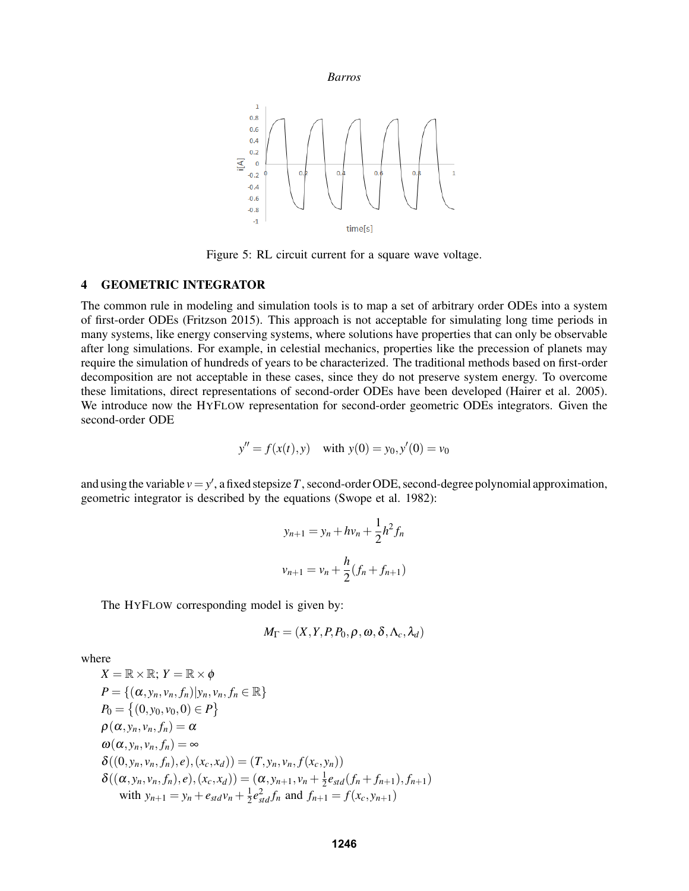Figure 5: RL circuit current for a square wave voltage.

## 4 GEOMETRIC INTEGRATOR

The common rule in modeling and simulation tools is to map a set of arbitrary order ODEs into a system of first-order ODEs (Fritzson 2015). This approach is not acceptable for simulating long time periods in many systems, like energy conserving systems, where solutions have properties that can only be observable after long simulations. For example, in celestial mechanics, properties like the precession of planets may require the simulation of hundreds of years to be characterized. The traditional methods based on first-order decomposition are not acceptable in these cases, since they do not preserve system energy. To overcome these limitations, direct representations of second-order ODEs have been developed (Hairer et al. 2005). We introduce now the HyFlow representation for second-order geometric ODEs integrators. Given the second-order ODE

$$y'' = f(x(t), y) \quad \text{with } y(0) = y_0, y'(0) = v_0$$

and using the variable $v = y'$, a fixed stepsize $T$, second-order ODE, second-degree polynomial approximation, geometric integrator is described by the equations (Swope et al. 1982):

$$y_{n+1} = y_n + hv_n + \frac{1}{2}h^2 f_n$$

$$v_{n+1} = v_n + \frac{h}{2}(f_n + f_{n+1})$$

The HyFlow corresponding model is given by:

$$M_\Gamma = (X, Y, P, P_0, \rho, \omega, \delta, \Lambda_c, \lambda_d)$$

where

$X = \mathbb{R} \times \mathbb{R}$; $Y = \mathbb{R} \times \phi$

$P = \{(\alpha, y_n, v_n, f_n) | y_n, v_n, f_n \in \mathbb{R}\}$

$P_0 = \{(0, y_0, v_0, 0) \in P\}$

$\rho(\alpha, y_n, v_n, f_n) = \alpha$

$\omega(\alpha, y_n, v_n, f_n) = \infty$

$\delta((0, y_n, v_n, f_n), e), (x_c, x_d)) = (T, y_n, v_n, f(x_c, y_n))$

$\delta((\alpha, y_n, v_n, f_n), e), (x_c, x_d)) = (\alpha, y_{n+1}, v_n + \frac{1}{2}e_{std}(f_n + f_{n+1}), f_{n+1})$

with $y_{n+1} = y_n + e_{std}v_n + \frac{1}{2}e_{std}^2 f_n$ and $f_{n+1} = f(x_c, y_{n+1})$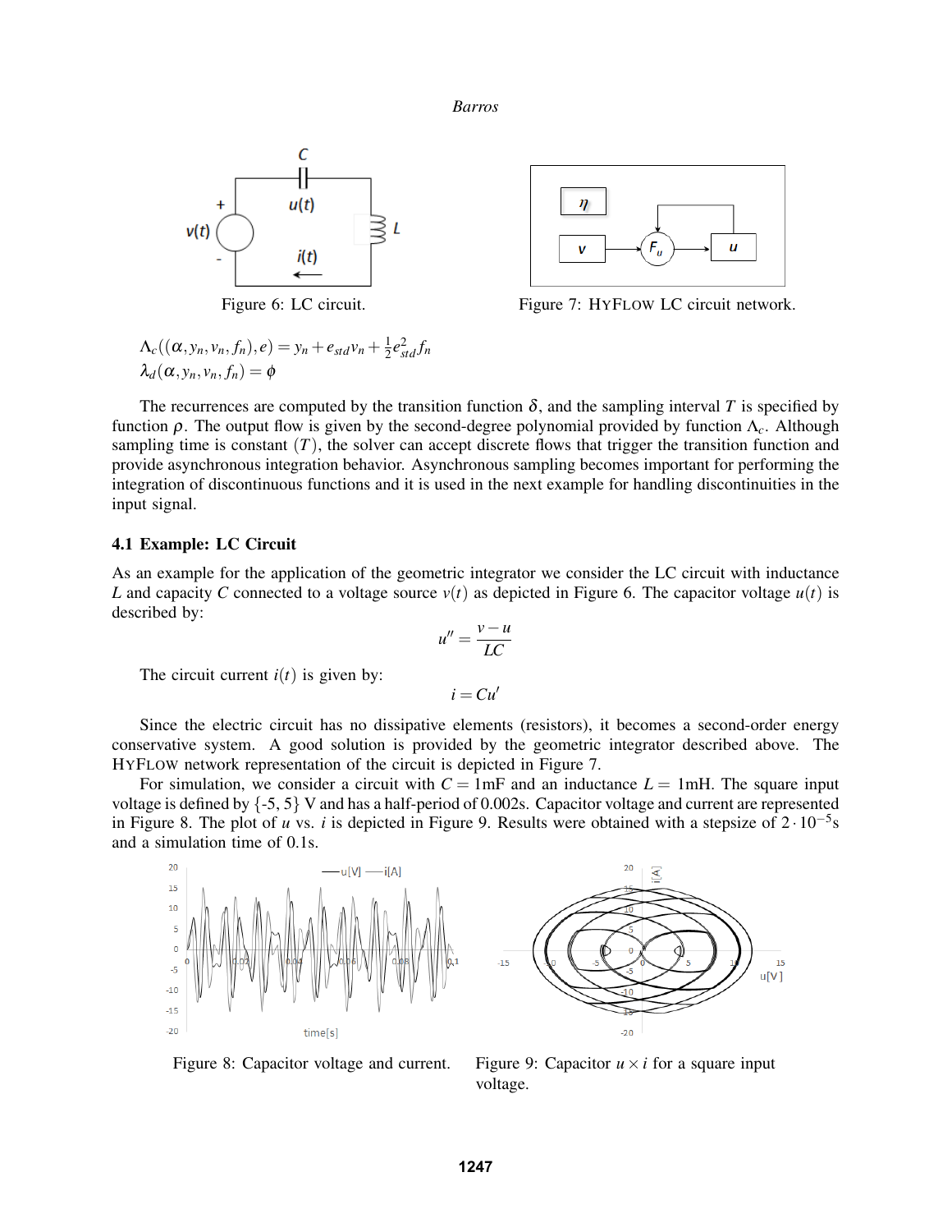Figure 6: LC circuit.

Figure 7: HYFLOW LC circuit network.

$$\Lambda_c((\alpha, y_n, v_n, f_n), e) = y_n + e_{std} v_n + \frac{1}{2} e_{std}^2 f_n$$
$$\lambda_d(\alpha, y_n, v_n, f_n) = \phi$$

The recurrences are computed by the transition function $\delta$, and the sampling interval $T$ is specified by function $\rho$. The output flow is given by the second-degree polynomial provided by function $\Lambda_c$. Although sampling time is constant $(T)$, the solver can accept discrete flows that trigger the transition function and provide asynchronous integration behavior. Asynchronous sampling becomes important for performing the integration of discontinuous functions and it is used in the next example for handling discontinuities in the input signal.

### 4.1 Example: LC Circuit

As an example for the application of the geometric integrator we consider the LC circuit with inductance $L$ and capacity $C$ connected to a voltage source $v(t)$ as depicted in Figure 6. The capacitor voltage $u(t)$ is described by:

$$u'' = \frac{v - u}{LC}$$

The circuit current $i(t)$ is given by:

$$i = Cu'$$

Since the electric circuit has no dissipative elements (resistors), it becomes a second-order energy conservative system. A good solution is provided by the geometric integrator described above. The HYFLOW network representation of the circuit is depicted in Figure 7.

For simulation, we consider a circuit with $C = 1$mF and an inductance $L = 1$mH. The square input voltage is defined by $\{-5, 5\}$ V and has a half-period of 0.002s. Capacitor voltage and current are represented in Figure 8. The plot of $u$ vs. $i$ is depicted in Figure 9. Results were obtained with a stepsize of $2 \cdot 10^{-5}$s and a simulation time of 0.1s.

Figure 8: Capacitor voltage and current.

Figure 9: Capacitor $u \times i$ for a square input voltage.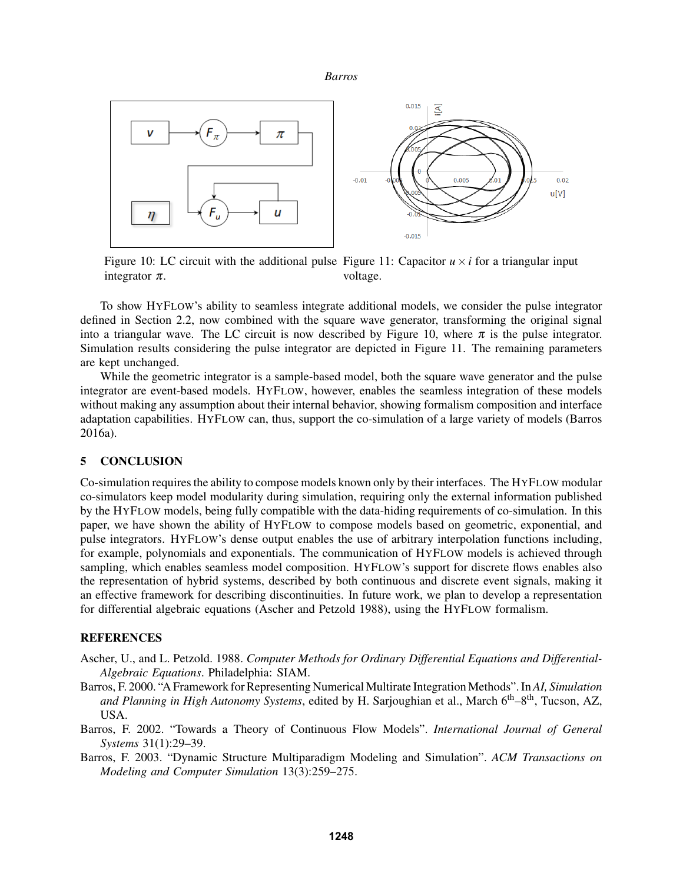Figure 10: LC circuit with the additional pulse integrator $\pi$.

Figure 11: Capacitor $u \times i$ for a triangular input voltage.

To show HYFLOW's ability to seamless integrate additional models, we consider the pulse integrator defined in Section 2.2, now combined with the square wave generator, transforming the original signal into a triangular wave. The LC circuit is now described by Figure 10, where $\pi$ is the pulse integrator. Simulation results considering the pulse integrator are depicted in Figure 11. The remaining parameters are kept unchanged.

While the geometric integrator is a sample-based model, both the square wave generator and the pulse integrator are event-based models. HYFLOW, however, enables the seamless integration of these models without making any assumption about their internal behavior, showing formalism composition and interface adaptation capabilities. HYFLOW can, thus, support the co-simulation of a large variety of models (Barros 2016a).

## 5 CONCLUSION

Co-simulation requires the ability to compose models known only by their interfaces. The HYFLOW modular co-simulators keep model modularity during simulation, requiring only the external information published by the HYFLOW models, being fully compatible with the data-hiding requirements of co-simulation. In this paper, we have shown the ability of HYFLOW to compose models based on geometric, exponential, and pulse integrators. HYFLOW's dense output enables the use of arbitrary interpolation functions including, for example, polynomials and exponentials. The communication of HYFLOW models is achieved through sampling, which enables seamless model composition. HYFLOW's support for discrete flows enables also the representation of hybrid systems, described by both continuous and discrete event signals, making it an effective framework for describing discontinuities. In future work, we plan to develop a representation for differential algebraic equations (Ascher and Petzold 1988), using the HYFLOW formalism.

## REFERENCES

Ascher, U., and L. Petzold. 1988. *Computer Methods for Ordinary Differential Equations and Differential-Algebraic Equations*. Philadelphia: SIAM.

Barros, F. 2000. "A Framework for Representing Numerical Multirate Integration Methods". In *AI, Simulation and Planning in High Autonomy Systems*, edited by H. Sarjoughian et al., March 6th–8th, Tucson, AZ, USA.

Barros, F. 2002. "Towards a Theory of Continuous Flow Models". *International Journal of General Systems* 31(1):29–39.

Barros, F. 2003. "Dynamic Structure Multiparadigm Modeling and Simulation". *ACM Transactions on Modeling and Computer Simulation* 13(3):259–275.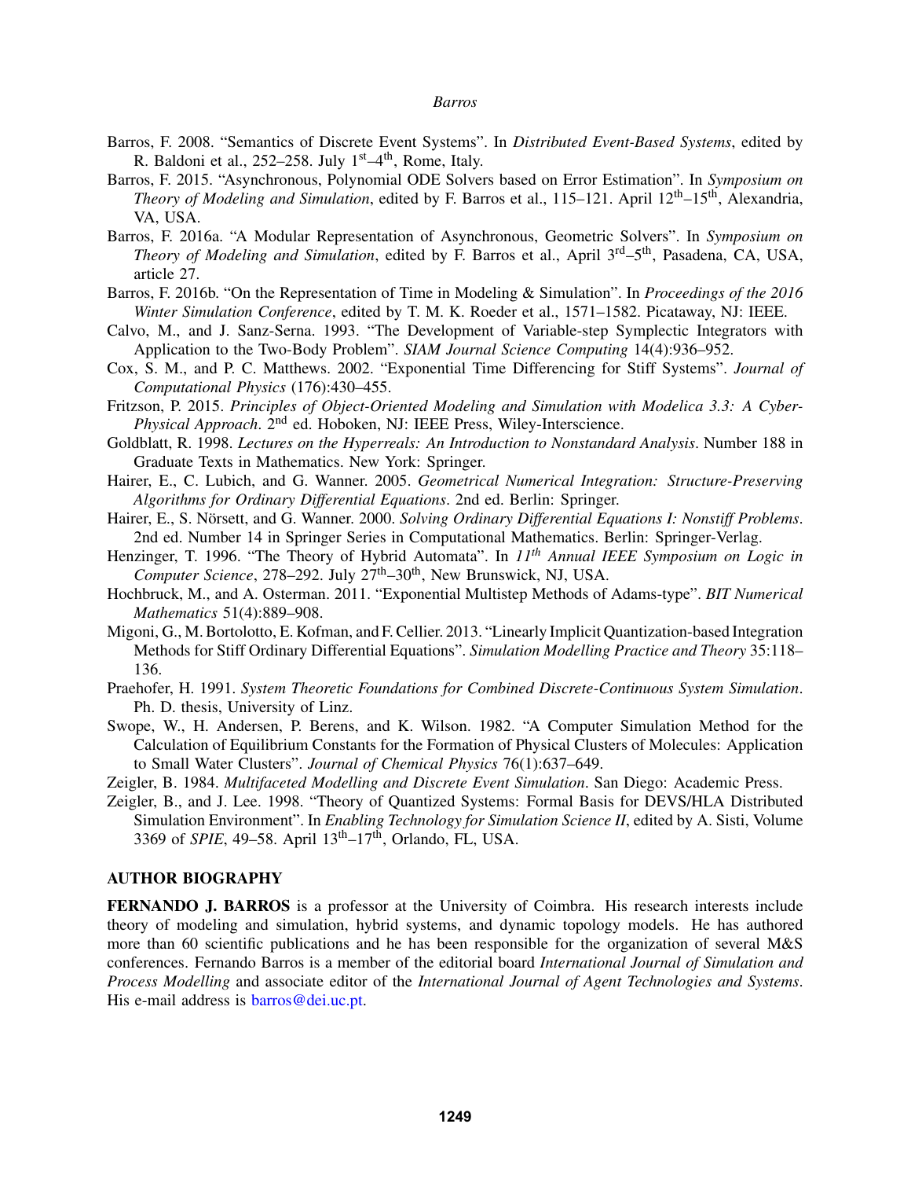Barros, F. 2008. "Semantics of Discrete Event Systems". In *Distributed Event-Based Systems*, edited by R. Baldoni et al., 252–258. July 1st–4th, Rome, Italy.

Barros, F. 2015. "Asynchronous, Polynomial ODE Solvers based on Error Estimation". In *Symposium on Theory of Modeling and Simulation*, edited by F. Barros et al., 115–121. April 12th–15th, Alexandria, VA, USA.

Barros, F. 2016a. "A Modular Representation of Asynchronous, Geometric Solvers". In *Symposium on Theory of Modeling and Simulation*, edited by F. Barros et al., April 3rd–5th, Pasadena, CA, USA, article 27.

Barros, F. 2016b. "On the Representation of Time in Modeling & Simulation". In *Proceedings of the 2016 Winter Simulation Conference*, edited by T. M. K. Roeder et al., 1571–1582. Picataway, NJ: IEEE.

Calvo, M., and J. Sanz-Serna. 1993. "The Development of Variable-step Symplectic Integrators with Application to the Two-Body Problem". *SIAM Journal Science Computing* 14(4):936–952.

Cox, S. M., and P. C. Matthews. 2002. "Exponential Time Differencing for Stiff Systems". *Journal of Computational Physics* (176):430–455.

Fritzson, P. 2015. *Principles of Object-Oriented Modeling and Simulation with Modelica 3.3: A Cyber-Physical Approach*. 2nd ed. Hoboken, NJ: IEEE Press, Wiley-Interscience.

Goldblatt, R. 1998. *Lectures on the Hyperreals: An Introduction to Nonstandard Analysis*. Number 188 in Graduate Texts in Mathematics. New York: Springer.

Hairer, E., C. Lubich, and G. Wanner. 2005. *Geometrical Numerical Integration: Structure-Preserving Algorithms for Ordinary Differential Equations*. 2nd ed. Berlin: Springer.

Hairer, E., S. Nörsett, and G. Wanner. 2000. *Solving Ordinary Differential Equations I: Nonstiff Problems*. 2nd ed. Number 14 in Springer Series in Computational Mathematics. Berlin: Springer-Verlag.

Henzinger, T. 1996. "The Theory of Hybrid Automata". In *11th Annual IEEE Symposium on Logic in Computer Science*, 278–292. July 27th–30th, New Brunswick, NJ, USA.

Hochbruck, M., and A. Osterman. 2011. "Exponential Multistep Methods of Adams-type". *BIT Numerical Mathematics* 51(4):889–908.

Migoni, G., M. Bortolotto, E. Kofman, and F. Cellier. 2013. "Linearly Implicit Quantization-based Integration Methods for Stiff Ordinary Differential Equations". *Simulation Modelling Practice and Theory* 35:118–136.

Praehofer, H. 1991. *System Theoretic Foundations for Combined Discrete-Continuous System Simulation*. Ph. D. thesis, University of Linz.

Swope, W., H. Andersen, P. Berens, and K. Wilson. 1982. "A Computer Simulation Method for the Calculation of Equilibrium Constants for the Formation of Physical Clusters of Molecules: Application to Small Water Clusters". *Journal of Chemical Physics* 76(1):637–649.

Zeigler, B. 1984. *Multifaceted Modelling and Discrete Event Simulation*. San Diego: Academic Press.

Zeigler, B., and J. Lee. 1998. "Theory of Quantized Systems: Formal Basis for DEVS/HLA Distributed Simulation Environment". In *Enabling Technology for Simulation Science II*, edited by A. Sisti, Volume 3369 of *SPIE*, 49–58. April 13th–17th, Orlando, FL, USA.

## AUTHOR BIOGRAPHY

**FERNANDO J. BARROS** is a professor at the University of Coimbra. His research interests include theory of modeling and simulation, hybrid systems, and dynamic topology models. He has authored more than 60 scientific publications and he has been responsible for the organization of several M&S conferences. Fernando Barros is a member of the editorial board *International Journal of Simulation and Process Modelling* and associate editor of the *International Journal of Agent Technologies and Systems*. His e-mail address is barros@dei.uc.pt.